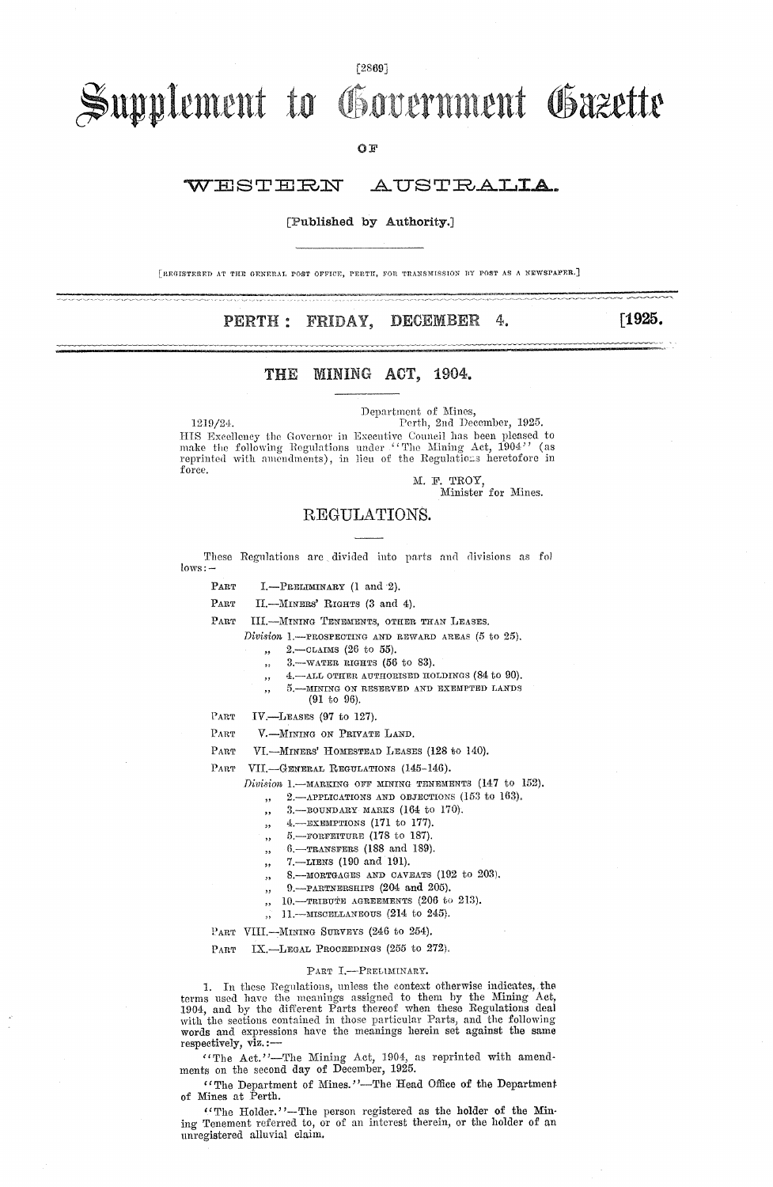# Supplement to Government Gazette

OF

# WESTERN AUSTRALIA.

[Published by Authority.]

[REGISTERED AT THE GENERAL POST OFFICE, PERTH, FOR TRANSMISSION BY POST AS A NEWSPAPER.]

**PERTH: FRIDAY, DECEMBER 4. [1925.**

## THE MINING ACT, 1904.

Department of Mines,
1219/24. Perth, 2nd December, 1925.

HIS Excellency the Governor in Executive Council has been pleased to make the following Regulations under "The Mining Act, 1904" (as reprinted with amendments), in lieu of the Regulations heretofore in force.

M. F. TROY,
Minister for Mines.

## REGULATIONS.

These Regulations are divided into parts and divisions as follows:—

- PART I.—PRELIMINARY (1 and 2).
- PART II.—MINERS' RIGHTS (3 and 4).
- PART III.—MINING TENEMENTS, OTHER THAN LEASES.
  - *Division* 1.—PROSPECTING AND REWARD AREAS (5 to 25).
  - " 2.—CLAIMS (26 to 55).
  - " 3.—WATER RIGHTS (56 to 83).
  - " 4.—ALL OTHER AUTHORISED HOLDINGS (84 to 90).
  - " 5.—MINING ON RESERVED AND EXEMPTED LANDS (91 to 96).
- PART IV.—LEASES (97 to 127).
- PART V.—MINING ON PRIVATE LAND.
- PART VI.—MINERS' HOMESTEAD LEASES (128 to 140).
- PART VII.—GENERAL REGULATIONS (145-146).
  - *Division* 1.—MARKING OFF MINING TENEMENTS (147 to 152).
  - " 2.—APPLICATIONS AND OBJECTIONS (153 to 163).
  - " 3.—BOUNDARY MARKS (164 to 170).
  - " 4.—EXEMPTIONS (171 to 177).
  - " 5.—FORFEITURE (178 to 187).
  - " 6.—TRANSFERS (188 and 189).
  - " 7.—LIENS (190 and 191).
  - " 8.—MORTGAGES AND CAVEATS (192 to 203).
  - " 9.—PARTNERSHIPS (204 and 205).
  - " 10.—TRIBUTE AGREEMENTS (206 to 213).
  - " 11.—MISCELLANEOUS (214 to 245).
- PART VIII.—MINING SURVEYS (246 to 254).
- PART IX.—LEGAL PROCEEDINGS (255 to 272).

### PART I.—PRELIMINARY.

1. In these Regulations, unless the context otherwise indicates, the terms used have the meanings assigned to them by the Mining Act, 1904, and by the different Parts thereof when these Regulations deal with the sections contained in those particular Parts, and the following words and expressions have the meanings herein set against the same respectively, viz.:—

"The Act."—The Mining Act, 1904, as reprinted with amendments on the second day of December, 1925.

"The Department of Mines."—The Head Office of the Department of Mines at Perth.

"The Holder."—The person registered as the holder of the Mining Tenement referred to, or of an interest therein, or the holder of an unregistered alluvial claim.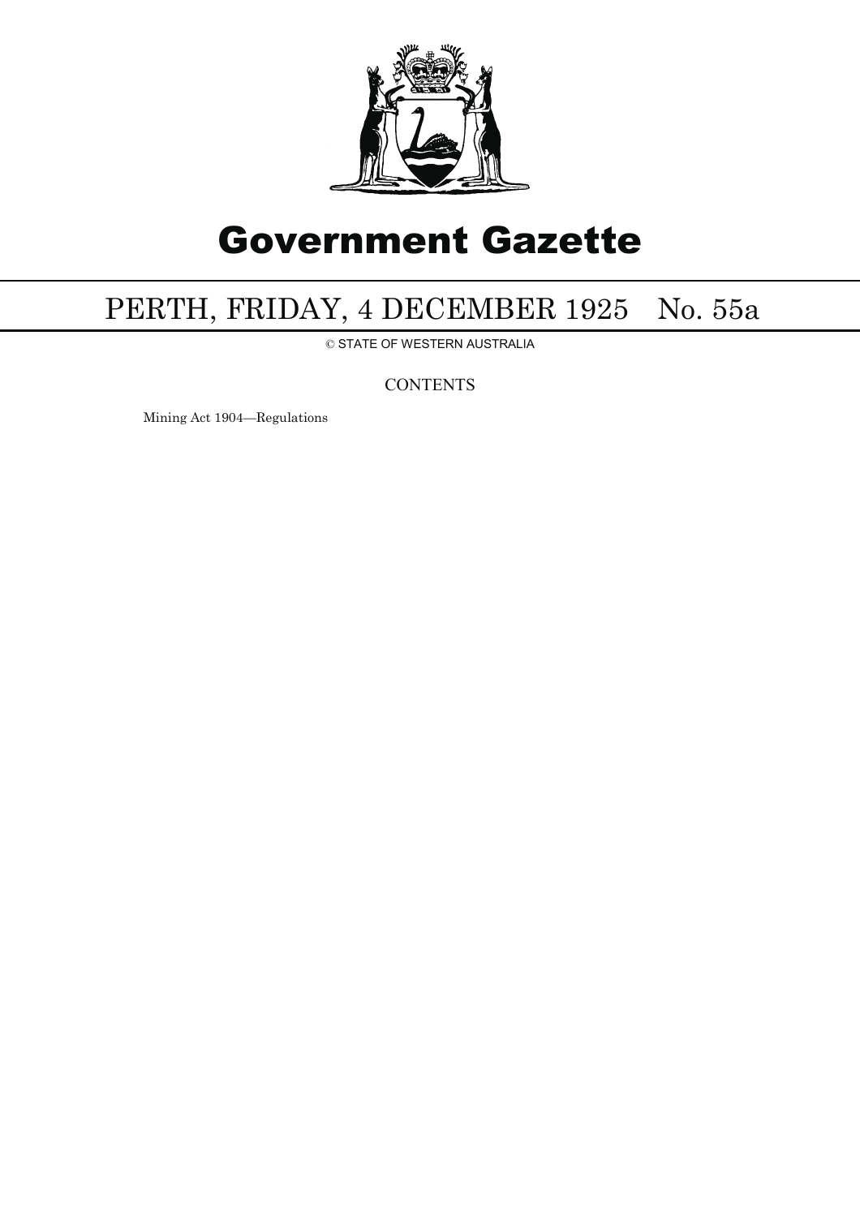# Government Gazette

## PERTH, FRIDAY, 4 DECEMBER 1925 No. 55a

© STATE OF WESTERN AUSTRALIA

CONTENTS

Mining Act 1904—Regulations